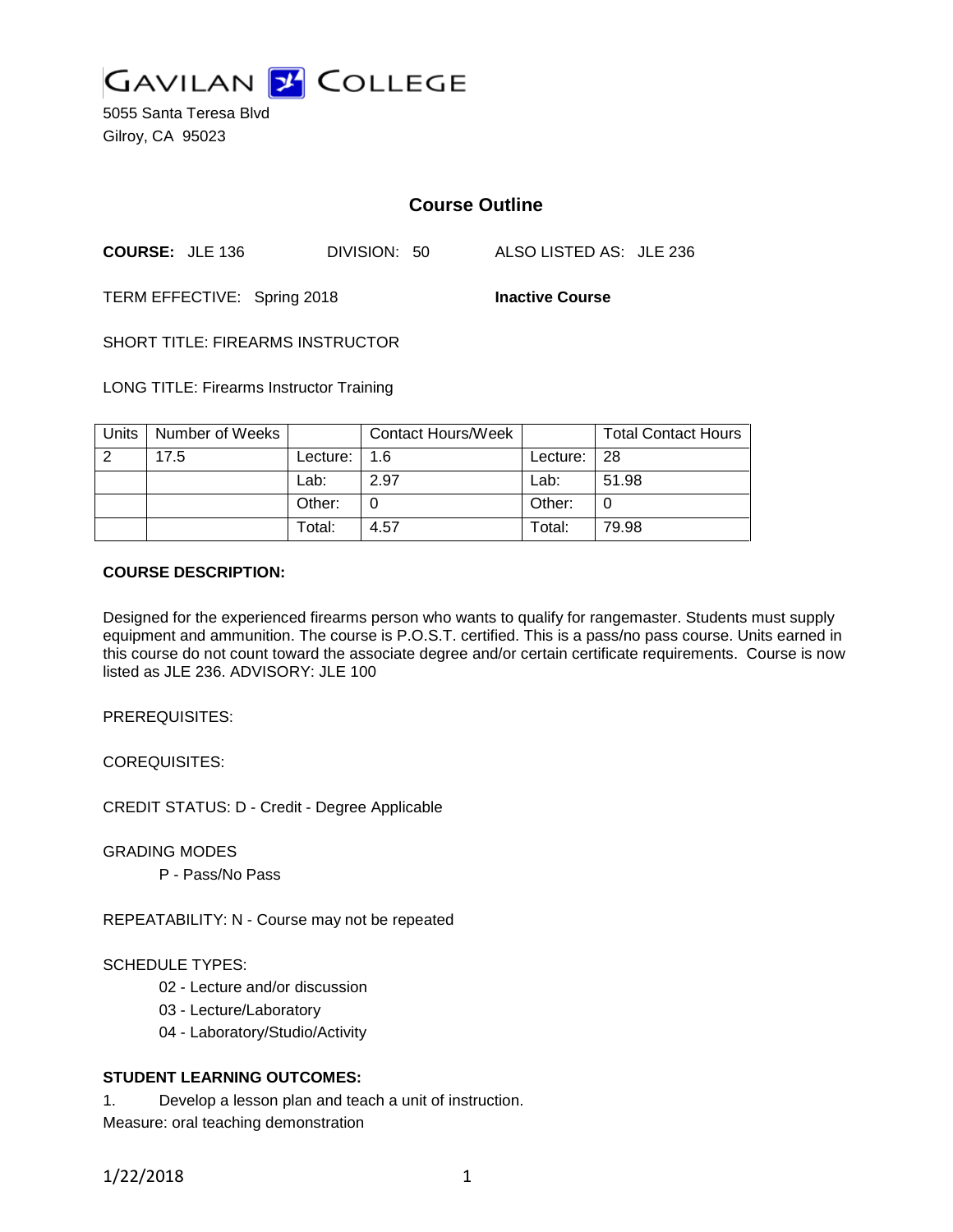# GAVILAN COLLEGE

5055 Santa Teresa Blvd
Gilroy, CA 95023

## Course Outline

**COURSE:** JLE 136 DIVISION: 50 ALSO LISTED AS: JLE 236

TERM EFFECTIVE: Spring 2018 **Inactive Course**

SHORT TITLE: FIREARMS INSTRUCTOR

LONG TITLE: Firearms Instructor Training

| Units | Number of Weeks | | Contact Hours/Week | | Total Contact Hours |
|---|---|---|---|---|---|
| 2 | 17.5 | Lecture: | 1.6 | Lecture: | 28 |
| | | Lab: | 2.97 | Lab: | 51.98 |
| | | Other: | 0 | Other: | 0 |
| | | Total: | 4.57 | Total: | 79.98 |

**COURSE DESCRIPTION:**

Designed for the experienced firearms person who wants to qualify for rangemaster. Students must supply equipment and ammunition. The course is P.O.S.T. certified. This is a pass/no pass course. Units earned in this course do not count toward the associate degree and/or certain certificate requirements. Course is now listed as JLE 236. ADVISORY: JLE 100

PREREQUISITES:

COREQUISITES:

CREDIT STATUS: D - Credit - Degree Applicable

GRADING MODES

P - Pass/No Pass

REPEATABILITY: N - Course may not be repeated

SCHEDULE TYPES:

02 - Lecture and/or discussion
03 - Lecture/Laboratory
04 - Laboratory/Studio/Activity

**STUDENT LEARNING OUTCOMES:**

1. Develop a lesson plan and teach a unit of instruction.
Measure: oral teaching demonstration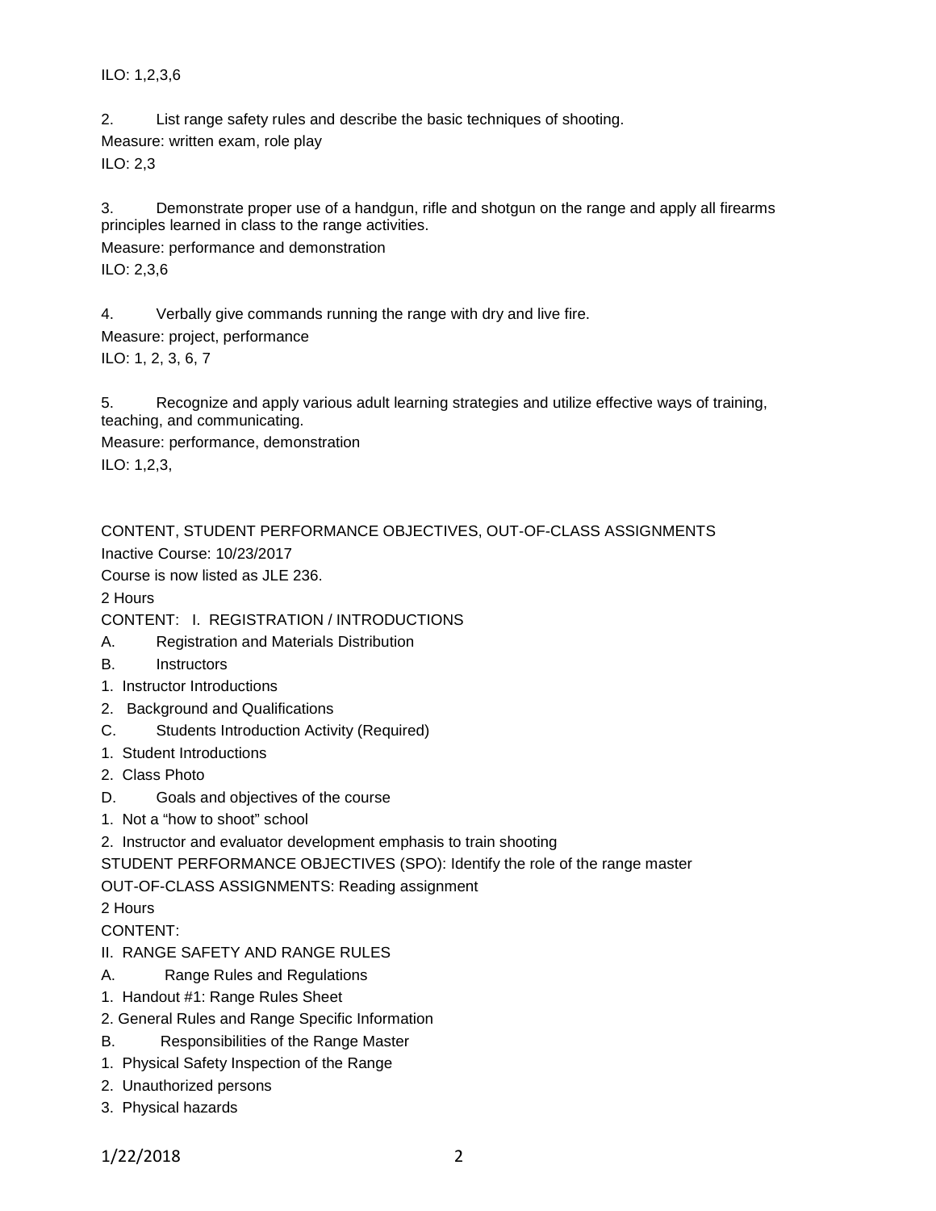ILO: 1,2,3,6

2. List range safety rules and describe the basic techniques of shooting.
Measure: written exam, role play
ILO: 2,3

3. Demonstrate proper use of a handgun, rifle and shotgun on the range and apply all firearms principles learned in class to the range activities.
Measure: performance and demonstration
ILO: 2,3,6

4. Verbally give commands running the range with dry and live fire.
Measure: project, performance
ILO: 1, 2, 3, 6, 7

5. Recognize and apply various adult learning strategies and utilize effective ways of training, teaching, and communicating.
Measure: performance, demonstration
ILO: 1,2,3,

CONTENT, STUDENT PERFORMANCE OBJECTIVES, OUT-OF-CLASS ASSIGNMENTS
Inactive Course: 10/23/2017
Course is now listed as JLE 236.
2 Hours
CONTENT: I. REGISTRATION / INTRODUCTIONS
A. Registration and Materials Distribution
B. Instructors
1. Instructor Introductions
2. Background and Qualifications
C. Students Introduction Activity (Required)
1. Student Introductions
2. Class Photo
D. Goals and objectives of the course
1. Not a “how to shoot” school
2. Instructor and evaluator development emphasis to train shooting
STUDENT PERFORMANCE OBJECTIVES (SPO): Identify the role of the range master
OUT-OF-CLASS ASSIGNMENTS: Reading assignment
2 Hours
CONTENT:
II. RANGE SAFETY AND RANGE RULES
A. Range Rules and Regulations
1. Handout #1: Range Rules Sheet
2. General Rules and Range Specific Information
B. Responsibilities of the Range Master
1. Physical Safety Inspection of the Range
2. Unauthorized persons
3. Physical hazards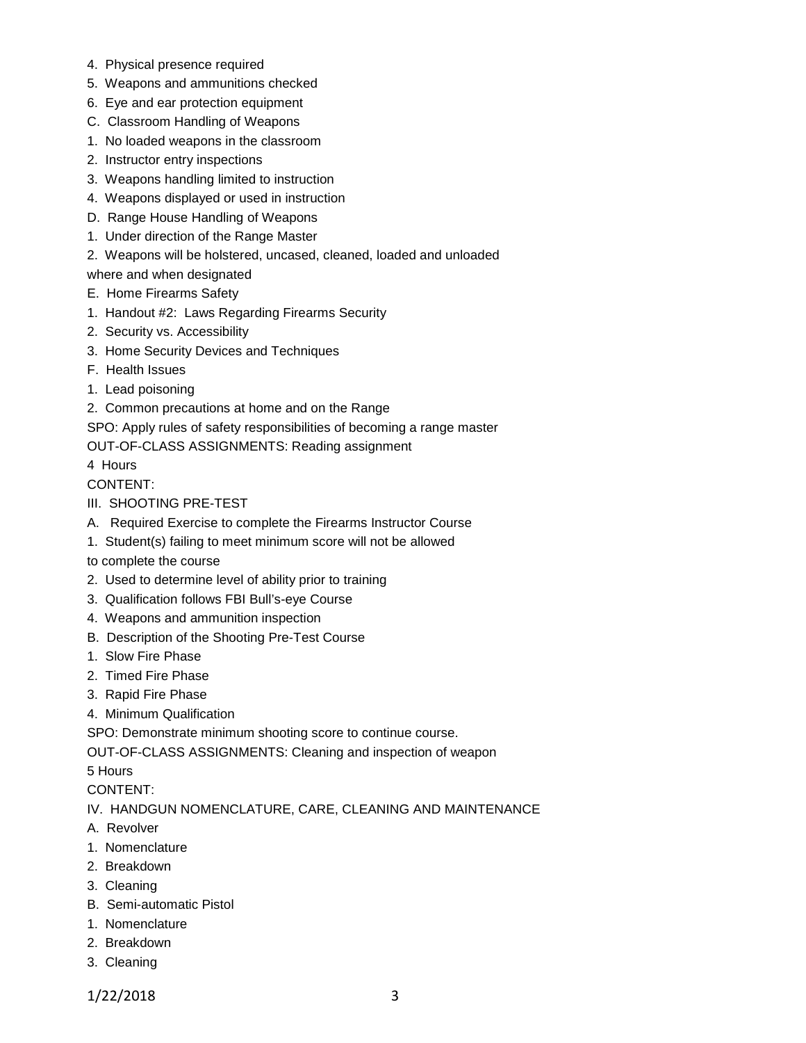4. Physical presence required
5. Weapons and ammunitions checked
6. Eye and ear protection equipment
C. Classroom Handling of Weapons
1. No loaded weapons in the classroom
2. Instructor entry inspections
3. Weapons handling limited to instruction
4. Weapons displayed or used in instruction
D. Range House Handling of Weapons
1. Under direction of the Range Master
2. Weapons will be holstered, uncased, cleaned, loaded and unloaded where and when designated
E. Home Firearms Safety
1. Handout #2: Laws Regarding Firearms Security
2. Security vs. Accessibility
3. Home Security Devices and Techniques
F. Health Issues
1. Lead poisoning
2. Common precautions at home and on the Range

SPO: Apply rules of safety responsibilities of becoming a range master

OUT-OF-CLASS ASSIGNMENTS: Reading assignment

4 Hours

CONTENT:

III. SHOOTING PRE-TEST
A. Required Exercise to complete the Firearms Instructor Course
1. Student(s) failing to meet minimum score will not be allowed to complete the course
2. Used to determine level of ability prior to training
3. Qualification follows FBI Bull's-eye Course
4. Weapons and ammunition inspection
B. Description of the Shooting Pre-Test Course
1. Slow Fire Phase
2. Timed Fire Phase
3. Rapid Fire Phase
4. Minimum Qualification

SPO: Demonstrate minimum shooting score to continue course.

OUT-OF-CLASS ASSIGNMENTS: Cleaning and inspection of weapon

5 Hours

CONTENT:

IV. HANDGUN NOMENCLATURE, CARE, CLEANING AND MAINTENANCE
A. Revolver
1. Nomenclature
2. Breakdown
3. Cleaning
B. Semi-automatic Pistol
1. Nomenclature
2. Breakdown
3. Cleaning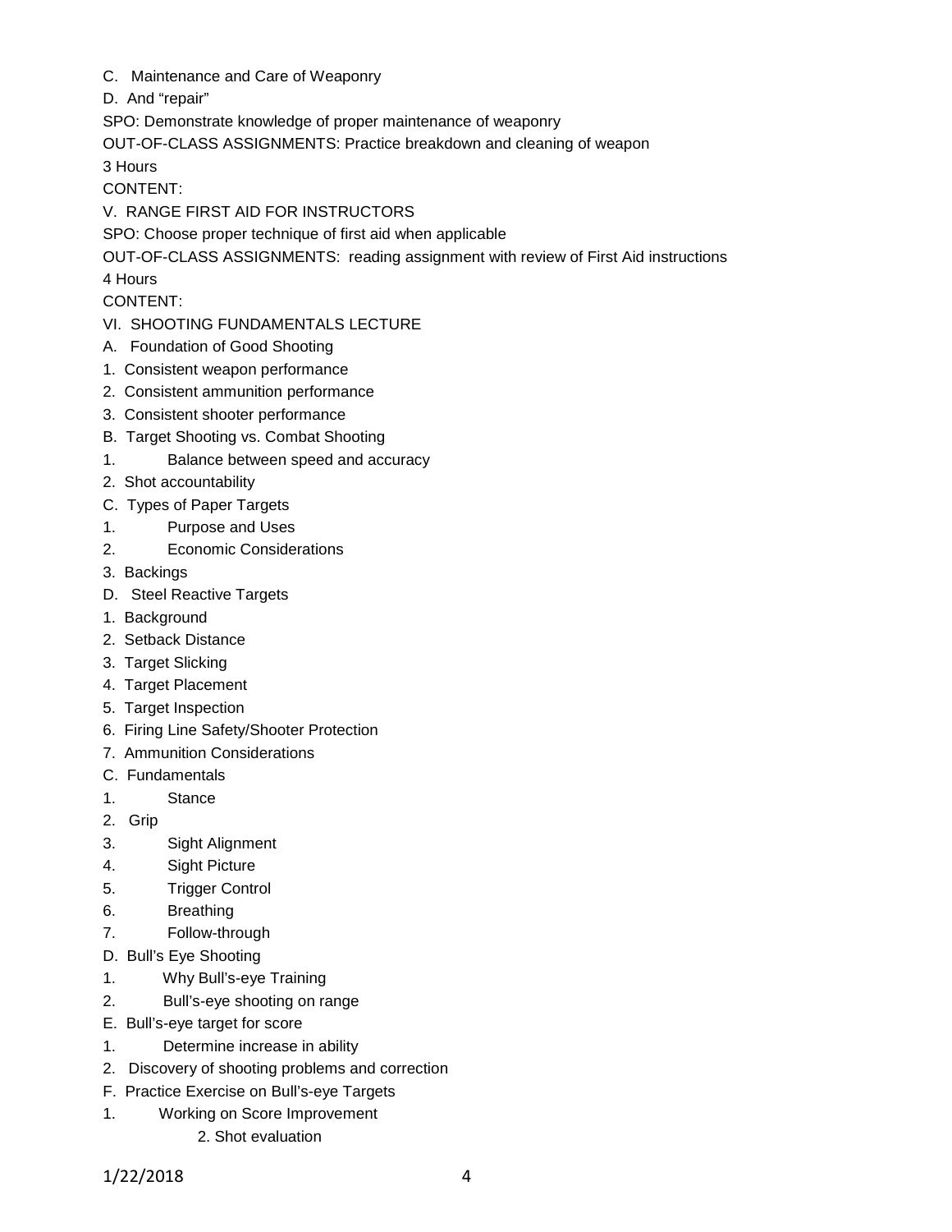C. Maintenance and Care of Weaponry

D. And “repair”

SPO: Demonstrate knowledge of proper maintenance of weaponry

OUT-OF-CLASS ASSIGNMENTS: Practice breakdown and cleaning of weapon

3 Hours

CONTENT:

V. RANGE FIRST AID FOR INSTRUCTORS

SPO: Choose proper technique of first aid when applicable

OUT-OF-CLASS ASSIGNMENTS: reading assignment with review of First Aid instructions

4 Hours

CONTENT:

VI. SHOOTING FUNDAMENTALS LECTURE

A. Foundation of Good Shooting

1. Consistent weapon performance
2. Consistent ammunition performance
3. Consistent shooter performance

B. Target Shooting vs. Combat Shooting

1. Balance between speed and accuracy
2. Shot accountability

C. Types of Paper Targets

1. Purpose and Uses
2. Economic Considerations
3. Backings

D. Steel Reactive Targets

1. Background
2. Setback Distance
3. Target Slicking
4. Target Placement
5. Target Inspection
6. Firing Line Safety/Shooter Protection
7. Ammunition Considerations

C. Fundamentals

1. Stance
2. Grip
3. Sight Alignment
4. Sight Picture
5. Trigger Control
6. Breathing
7. Follow-through

D. Bull’s Eye Shooting

1. Why Bull’s-eye Training
2. Bull’s-eye shooting on range

E. Bull’s-eye target for score

1. Determine increase in ability
2. Discovery of shooting problems and correction

F. Practice Exercise on Bull’s-eye Targets

1. Working on Score Improvement
2. Shot evaluation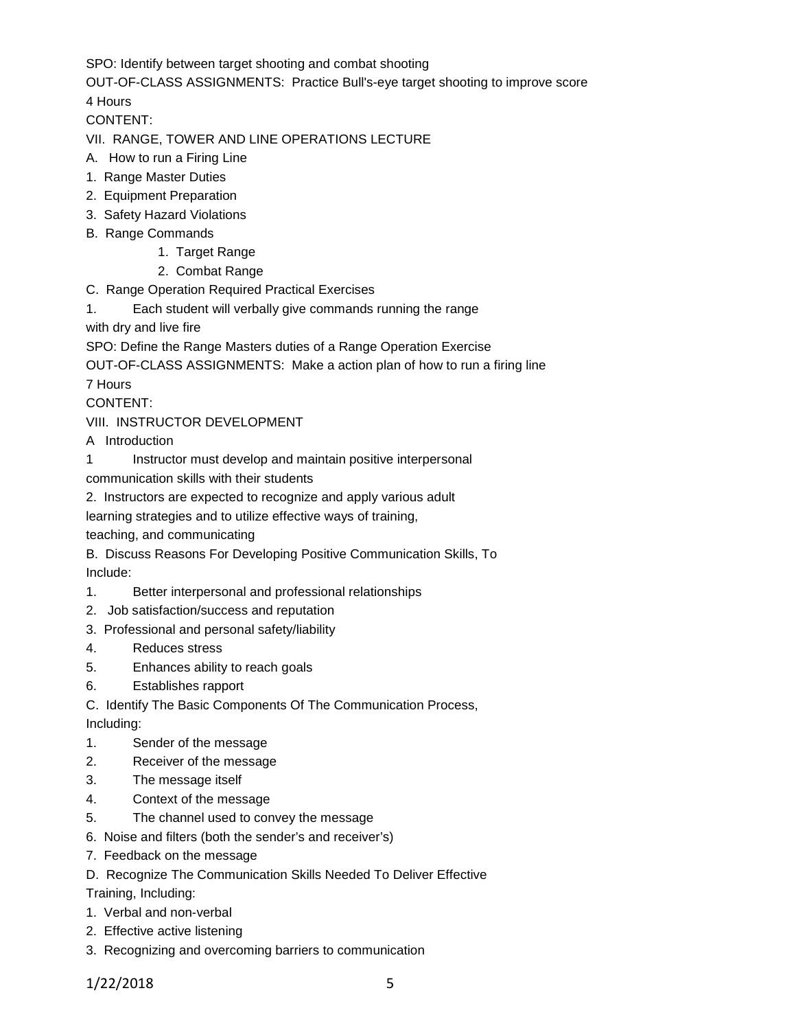SPO: Identify between target shooting and combat shooting

OUT-OF-CLASS ASSIGNMENTS: Practice Bull's-eye target shooting to improve score

4 Hours

CONTENT:

VII. RANGE, TOWER AND LINE OPERATIONS LECTURE

A. How to run a Firing Line

1. Range Master Duties
2. Equipment Preparation
3. Safety Hazard Violations

B. Range Commands

1. Target Range
2. Combat Range

C. Range Operation Required Practical Exercises

1. Each student will verbally give commands running the range with dry and live fire

SPO: Define the Range Masters duties of a Range Operation Exercise

OUT-OF-CLASS ASSIGNMENTS: Make a action plan of how to run a firing line

7 Hours

CONTENT:

VIII. INSTRUCTOR DEVELOPMENT

A Introduction

1 Instructor must develop and maintain positive interpersonal communication skills with their students

2. Instructors are expected to recognize and apply various adult learning strategies and to utilize effective ways of training, teaching, and communicating

B. Discuss Reasons For Developing Positive Communication Skills, To Include:

1. Better interpersonal and professional relationships
2. Job satisfaction/success and reputation
3. Professional and personal safety/liability
4. Reduces stress
5. Enhances ability to reach goals
6. Establishes rapport

C. Identify The Basic Components Of The Communication Process, Including:

1. Sender of the message
2. Receiver of the message
3. The message itself
4. Context of the message
5. The channel used to convey the message
6. Noise and filters (both the sender's and receiver's)
7. Feedback on the message

D. Recognize The Communication Skills Needed To Deliver Effective Training, Including:

1. Verbal and non-verbal
2. Effective active listening
3. Recognizing and overcoming barriers to communication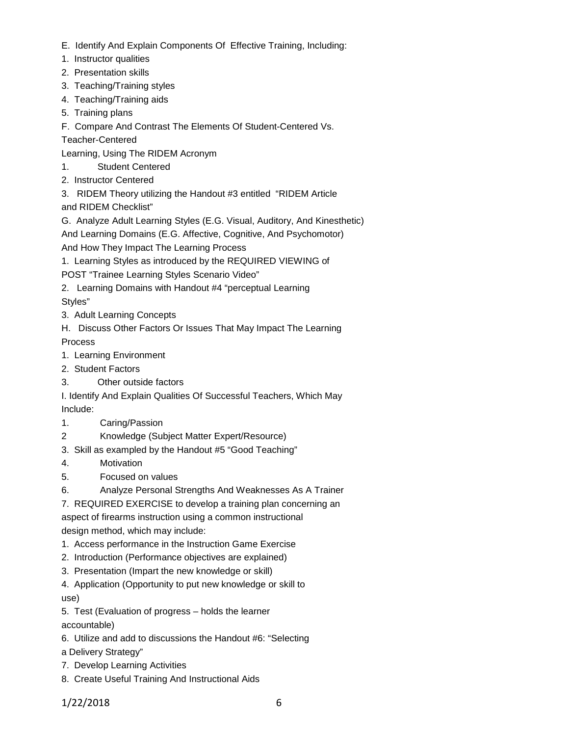E. Identify And Explain Components Of Effective Training, Including:

1. Instructor qualities
2. Presentation skills
3. Teaching/Training styles
4. Teaching/Training aids
5. Training plans

F. Compare And Contrast The Elements Of Student-Centered Vs. Teacher-Centered Learning, Using The RIDEM Acronym

1. Student Centered
2. Instructor Centered
3. RIDEM Theory utilizing the Handout #3 entitled "RIDEM Article and RIDEM Checklist"

G. Analyze Adult Learning Styles (E.G. Visual, Auditory, And Kinesthetic) And Learning Domains (E.G. Affective, Cognitive, And Psychomotor) And How They Impact The Learning Process

1. Learning Styles as introduced by the REQUIRED VIEWING of POST "Trainee Learning Styles Scenario Video"
2. Learning Domains with Handout #4 "perceptual Learning Styles"
3. Adult Learning Concepts

H. Discuss Other Factors Or Issues That May Impact The Learning Process

1. Learning Environment
2. Student Factors
3. Other outside factors

I. Identify And Explain Qualities Of Successful Teachers, Which May Include:

1. Caring/Passion
2 Knowledge (Subject Matter Expert/Resource)
3. Skill as exampled by the Handout #5 "Good Teaching"
4. Motivation
5. Focused on values
6. Analyze Personal Strengths And Weaknesses As A Trainer
7. REQUIRED EXERCISE to develop a training plan concerning an aspect of firearms instruction using a common instructional design method, which may include:

1. Access performance in the Instruction Game Exercise
2. Introduction (Performance objectives are explained)
3. Presentation (Impart the new knowledge or skill)
4. Application (Opportunity to put new knowledge or skill to use)
5. Test (Evaluation of progress – holds the learner accountable)
6. Utilize and add to discussions the Handout #6: "Selecting a Delivery Strategy"
7. Develop Learning Activities
8. Create Useful Training And Instructional Aids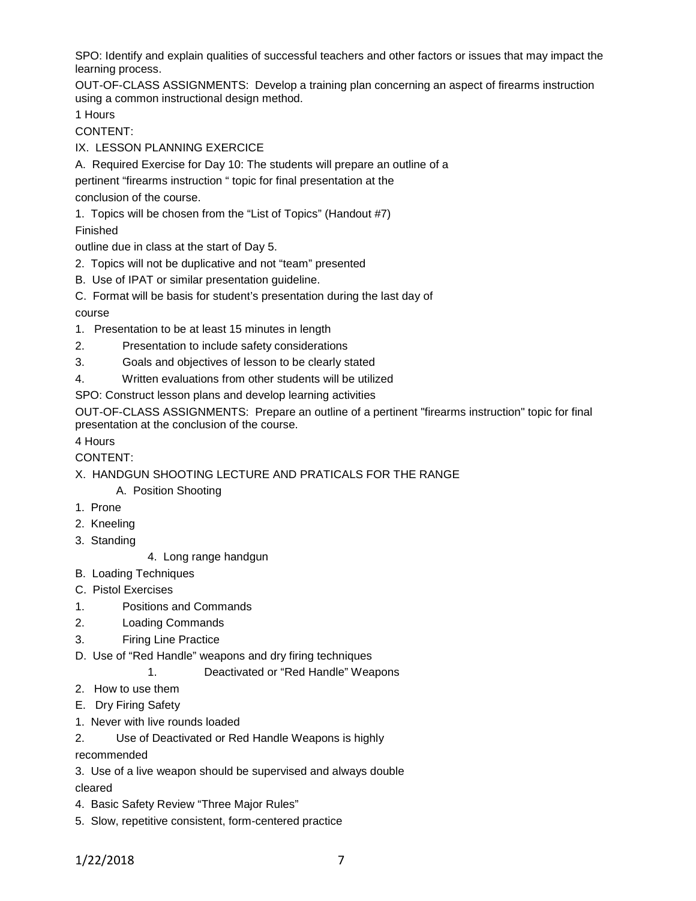SPO: Identify and explain qualities of successful teachers and other factors or issues that may impact the learning process.

OUT-OF-CLASS ASSIGNMENTS: Develop a training plan concerning an aspect of firearms instruction using a common instructional design method.

1 Hours

CONTENT:

IX. LESSON PLANNING EXERCICE

A. Required Exercise for Day 10: The students will prepare an outline of a pertinent “firearms instruction “ topic for final presentation at the conclusion of the course.

1. Topics will be chosen from the “List of Topics” (Handout #7) Finished outline due in class at the start of Day 5.
2. Topics will not be duplicative and not “team” presented

B. Use of IPAT or similar presentation guideline.

C. Format will be basis for student’s presentation during the last day of course

1. Presentation to be at least 15 minutes in length
2. Presentation to include safety considerations
3. Goals and objectives of lesson to be clearly stated
4. Written evaluations from other students will be utilized

SPO: Construct lesson plans and develop learning activities

OUT-OF-CLASS ASSIGNMENTS: Prepare an outline of a pertinent "firearms instruction" topic for final presentation at the conclusion of the course.

4 Hours

CONTENT:

X. HANDGUN SHOOTING LECTURE AND PRATICALS FOR THE RANGE

A. Position Shooting

1. Prone
2. Kneeling
3. Standing
4. Long range handgun

B. Loading Techniques

C. Pistol Exercises

1. Positions and Commands
2. Loading Commands
3. Firing Line Practice

D. Use of “Red Handle” weapons and dry firing techniques

1. Deactivated or “Red Handle” Weapons
2. How to use them

E. Dry Firing Safety

1. Never with live rounds loaded
2. Use of Deactivated or Red Handle Weapons is highly recommended
3. Use of a live weapon should be supervised and always double cleared
4. Basic Safety Review “Three Major Rules”
5. Slow, repetitive consistent, form-centered practice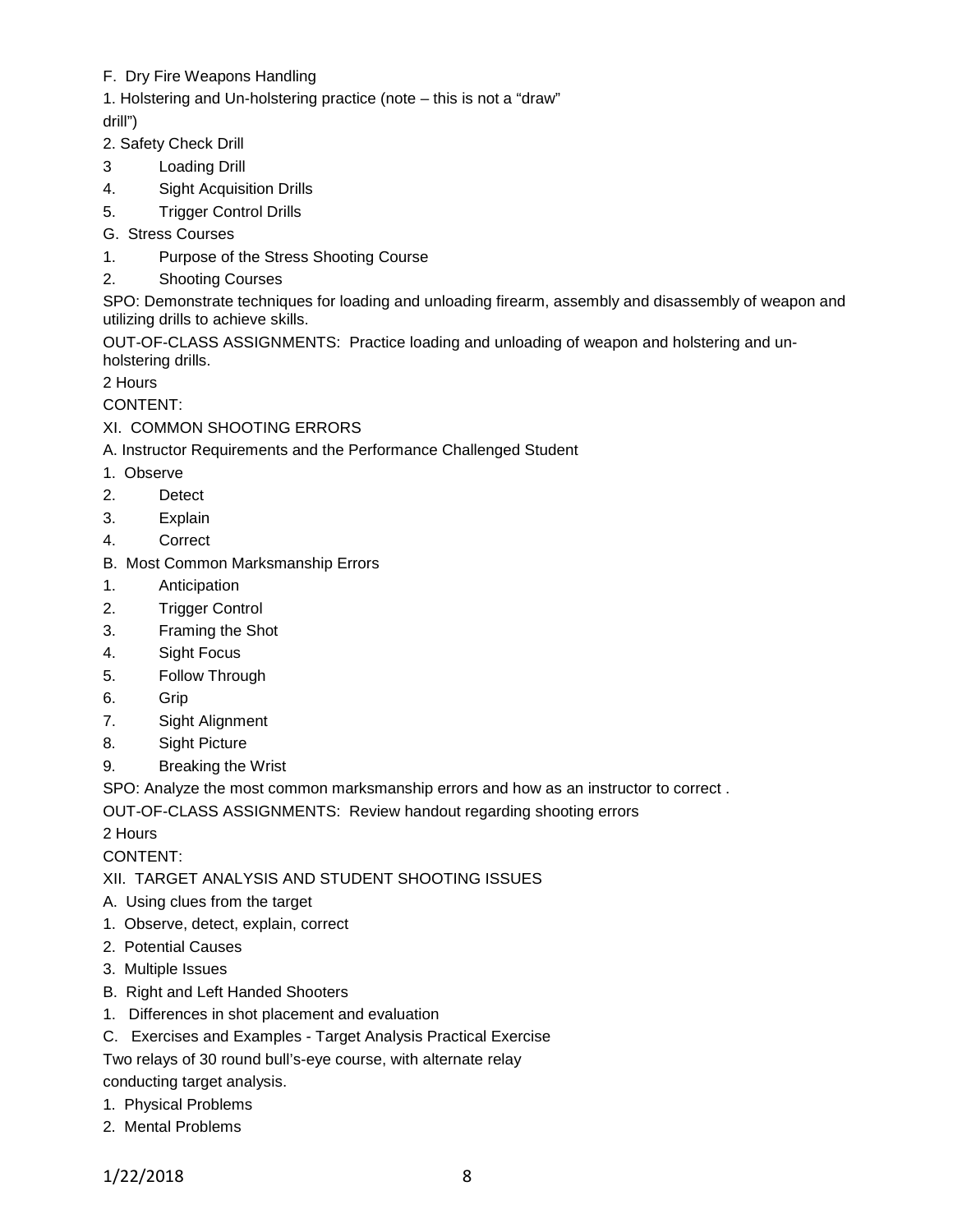F. Dry Fire Weapons Handling

1. Holstering and Un-holstering practice (note – this is not a “draw” drill”)
2. Safety Check Drill
3 Loading Drill
4. Sight Acquisition Drills
5. Trigger Control Drills

G. Stress Courses

1. Purpose of the Stress Shooting Course
2. Shooting Courses

SPO: Demonstrate techniques for loading and unloading firearm, assembly and disassembly of weapon and utilizing drills to achieve skills.

OUT-OF-CLASS ASSIGNMENTS: Practice loading and unloading of weapon and holstering and un-holstering drills.

2 Hours

CONTENT:

XI. COMMON SHOOTING ERRORS

A. Instructor Requirements and the Performance Challenged Student

1. Observe
2. Detect
3. Explain
4. Correct

B. Most Common Marksmanship Errors

1. Anticipation
2. Trigger Control
3. Framing the Shot
4. Sight Focus
5. Follow Through
6. Grip
7. Sight Alignment
8. Sight Picture
9. Breaking the Wrist

SPO: Analyze the most common marksmanship errors and how as an instructor to correct .

OUT-OF-CLASS ASSIGNMENTS: Review handout regarding shooting errors

2 Hours

CONTENT:

XII. TARGET ANALYSIS AND STUDENT SHOOTING ISSUES

A. Using clues from the target

1. Observe, detect, explain, correct
2. Potential Causes
3. Multiple Issues

B. Right and Left Handed Shooters

1. Differences in shot placement and evaluation

C. Exercises and Examples - Target Analysis Practical Exercise

Two relays of 30 round bull’s-eye course, with alternate relay conducting target analysis.

1. Physical Problems
2. Mental Problems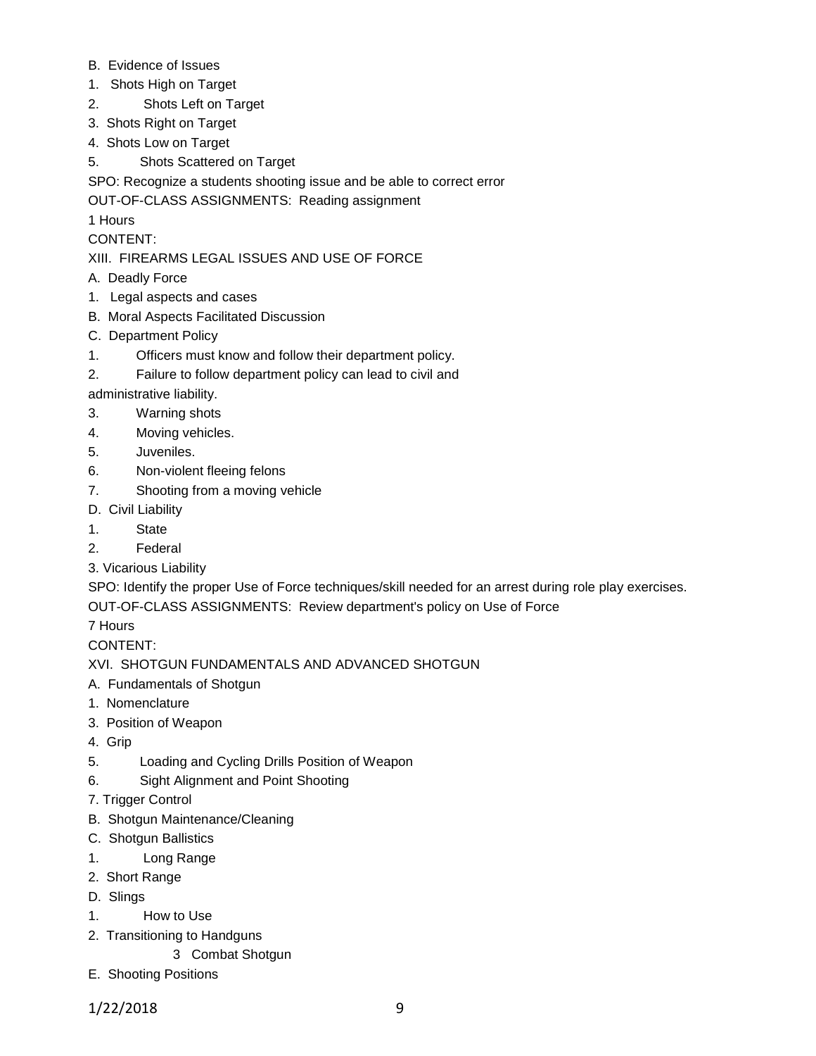B. Evidence of Issues

1. Shots High on Target
2. Shots Left on Target
3. Shots Right on Target
4. Shots Low on Target
5. Shots Scattered on Target

SPO: Recognize a students shooting issue and be able to correct error

OUT-OF-CLASS ASSIGNMENTS: Reading assignment

1 Hours

CONTENT:

XIII. FIREARMS LEGAL ISSUES AND USE OF FORCE

A. Deadly Force

1. Legal aspects and cases

B. Moral Aspects Facilitated Discussion

C. Department Policy

1. Officers must know and follow their department policy.
2. Failure to follow department policy can lead to civil and administrative liability.
3. Warning shots
4. Moving vehicles.
5. Juveniles.
6. Non-violent fleeing felons
7. Shooting from a moving vehicle

D. Civil Liability

1. State
2. Federal
3. Vicarious Liability

SPO: Identify the proper Use of Force techniques/skill needed for an arrest during role play exercises.

OUT-OF-CLASS ASSIGNMENTS: Review department's policy on Use of Force

7 Hours

CONTENT:

XVI. SHOTGUN FUNDAMENTALS AND ADVANCED SHOTGUN

A. Fundamentals of Shotgun

1. Nomenclature

3. Position of Weapon
4. Grip
5. Loading and Cycling Drills Position of Weapon
6. Sight Alignment and Point Shooting
7. Trigger Control

B. Shotgun Maintenance/Cleaning

C. Shotgun Ballistics

1. Long Range
2. Short Range

D. Slings

1. How to Use
2. Transitioning to Handguns
3. Combat Shotgun

E. Shooting Positions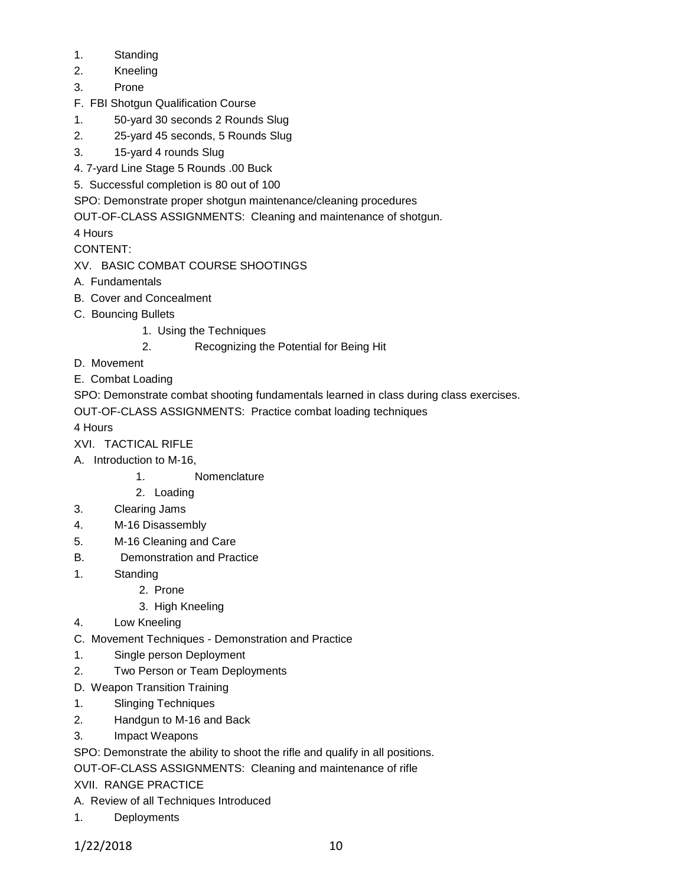1. Standing
2. Kneeling
3. Prone

F. FBI Shotgun Qualification Course

1. 50-yard 30 seconds 2 Rounds Slug
2. 25-yard 45 seconds, 5 Rounds Slug
3. 15-yard 4 rounds Slug
4. 7-yard Line Stage 5 Rounds .00 Buck
5. Successful completion is 80 out of 100

SPO: Demonstrate proper shotgun maintenance/cleaning procedures

OUT-OF-CLASS ASSIGNMENTS: Cleaning and maintenance of shotgun.

4 Hours

CONTENT:

XV. BASIC COMBAT COURSE SHOOTINGS

A. Fundamentals

B. Cover and Concealment

C. Bouncing Bullets

1. Using the Techniques
2. Recognizing the Potential for Being Hit

D. Movement

E. Combat Loading

SPO: Demonstrate combat shooting fundamentals learned in class during class exercises.

OUT-OF-CLASS ASSIGNMENTS: Practice combat loading techniques

4 Hours

XVI. TACTICAL RIFLE

A. Introduction to M-16,

1. Nomenclature
2. Loading
3. Clearing Jams
4. M-16 Disassembly
5. M-16 Cleaning and Care

B. Demonstration and Practice

1. Standing
2. Prone
3. High Kneeling
4. Low Kneeling

C. Movement Techniques - Demonstration and Practice

1. Single person Deployment
2. Two Person or Team Deployments

D. Weapon Transition Training

1. Slinging Techniques
2. Handgun to M-16 and Back
3. Impact Weapons

SPO: Demonstrate the ability to shoot the rifle and qualify in all positions.

OUT-OF-CLASS ASSIGNMENTS: Cleaning and maintenance of rifle

XVII. RANGE PRACTICE

A. Review of all Techniques Introduced

1. Deployments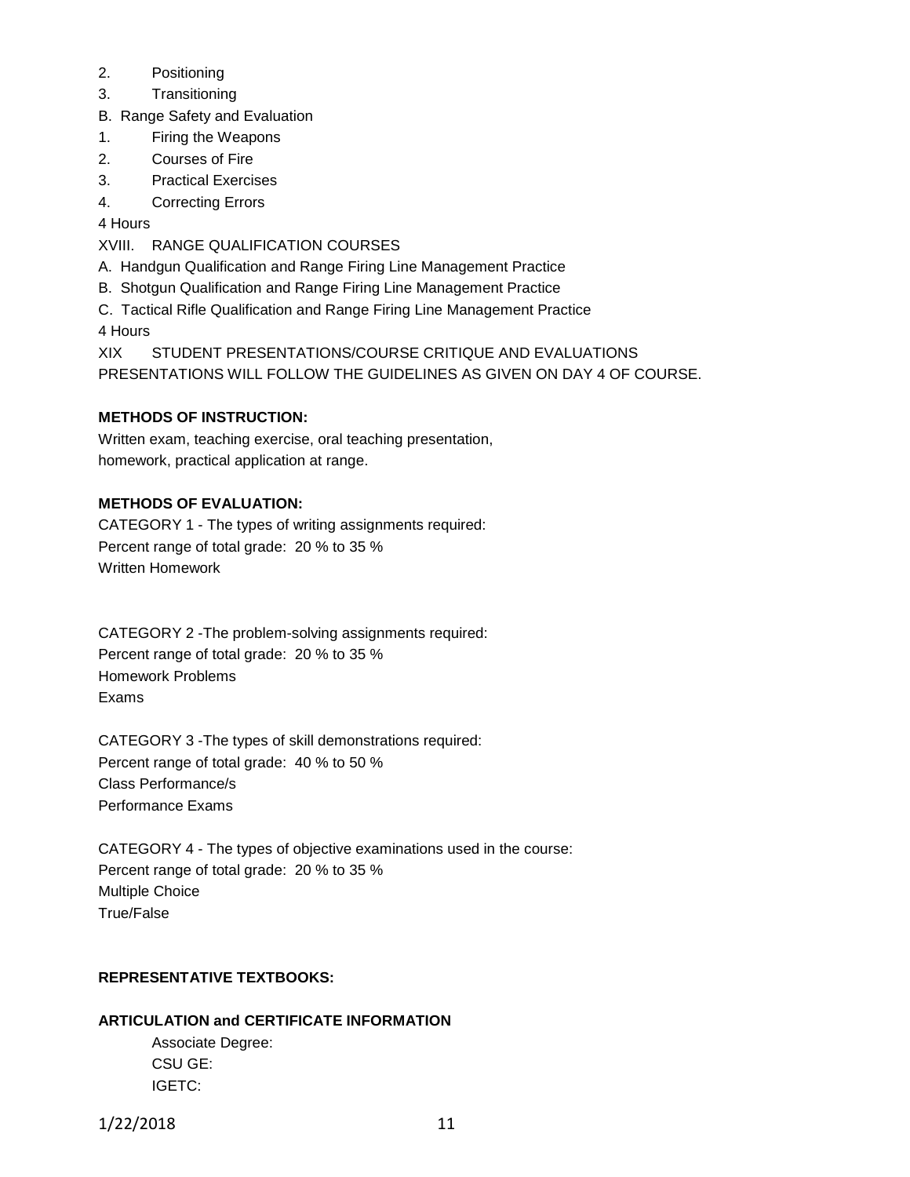2. Positioning
3. Transitioning

B. Range Safety and Evaluation

1. Firing the Weapons
2. Courses of Fire
3. Practical Exercises
4. Correcting Errors

4 Hours

XVIII. RANGE QUALIFICATION COURSES

A. Handgun Qualification and Range Firing Line Management Practice

B. Shotgun Qualification and Range Firing Line Management Practice

C. Tactical Rifle Qualification and Range Firing Line Management Practice

4 Hours

XIX STUDENT PRESENTATIONS/COURSE CRITIQUE AND EVALUATIONS

PRESENTATIONS WILL FOLLOW THE GUIDELINES AS GIVEN ON DAY 4 OF COURSE.

**METHODS OF INSTRUCTION:**

Written exam, teaching exercise, oral teaching presentation,
homework, practical application at range.

**METHODS OF EVALUATION:**

CATEGORY 1 - The types of writing assignments required:
Percent range of total grade: 20 % to 35 %
Written Homework

CATEGORY 2 -The problem-solving assignments required:
Percent range of total grade: 20 % to 35 %
Homework Problems
Exams

CATEGORY 3 -The types of skill demonstrations required:
Percent range of total grade: 40 % to 50 %
Class Performance/s
Performance Exams

CATEGORY 4 - The types of objective examinations used in the course:
Percent range of total grade: 20 % to 35 %
Multiple Choice
True/False

**REPRESENTATIVE TEXTBOOKS:**

**ARTICULATION and CERTIFICATE INFORMATION**

Associate Degree:
CSU GE:
IGETC: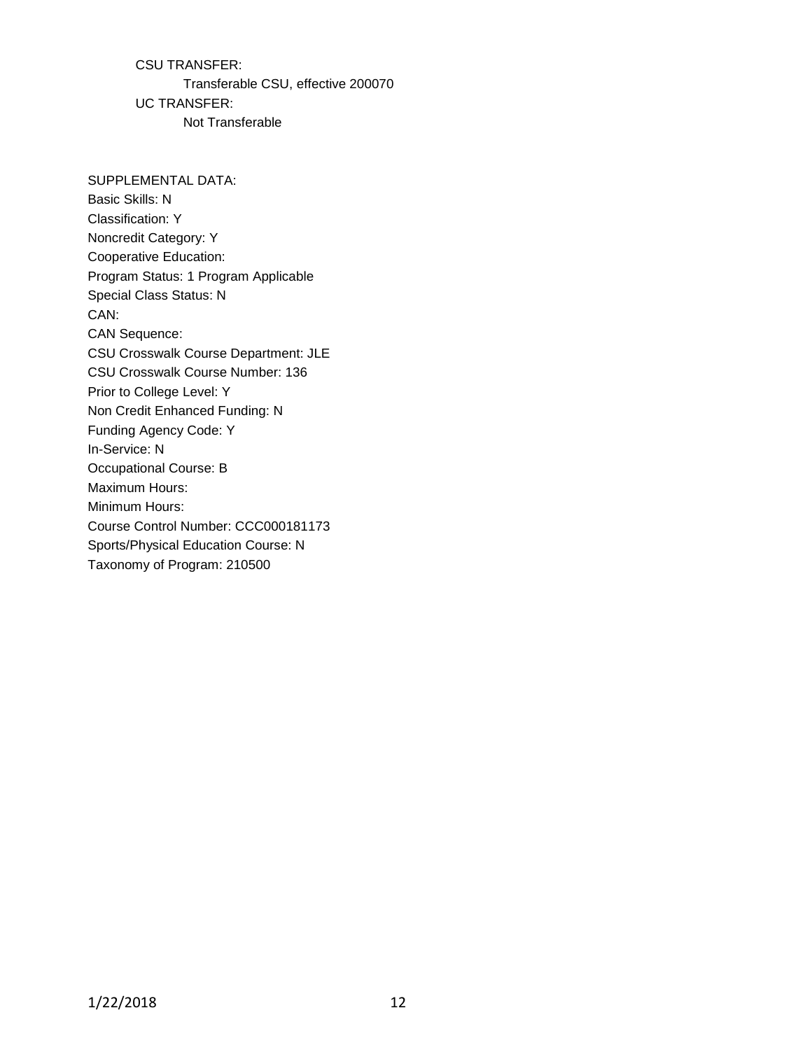CSU TRANSFER:

Transferable CSU, effective 200070

UC TRANSFER:

Not Transferable

SUPPLEMENTAL DATA:

Basic Skills: N
Classification: Y
Noncredit Category: Y
Cooperative Education:
Program Status: 1 Program Applicable
Special Class Status: N
CAN:
CAN Sequence:
CSU Crosswalk Course Department: JLE
CSU Crosswalk Course Number: 136
Prior to College Level: Y
Non Credit Enhanced Funding: N
Funding Agency Code: Y
In-Service: N
Occupational Course: B
Maximum Hours:
Minimum Hours:
Course Control Number: CCC000181173
Sports/Physical Education Course: N
Taxonomy of Program: 210500